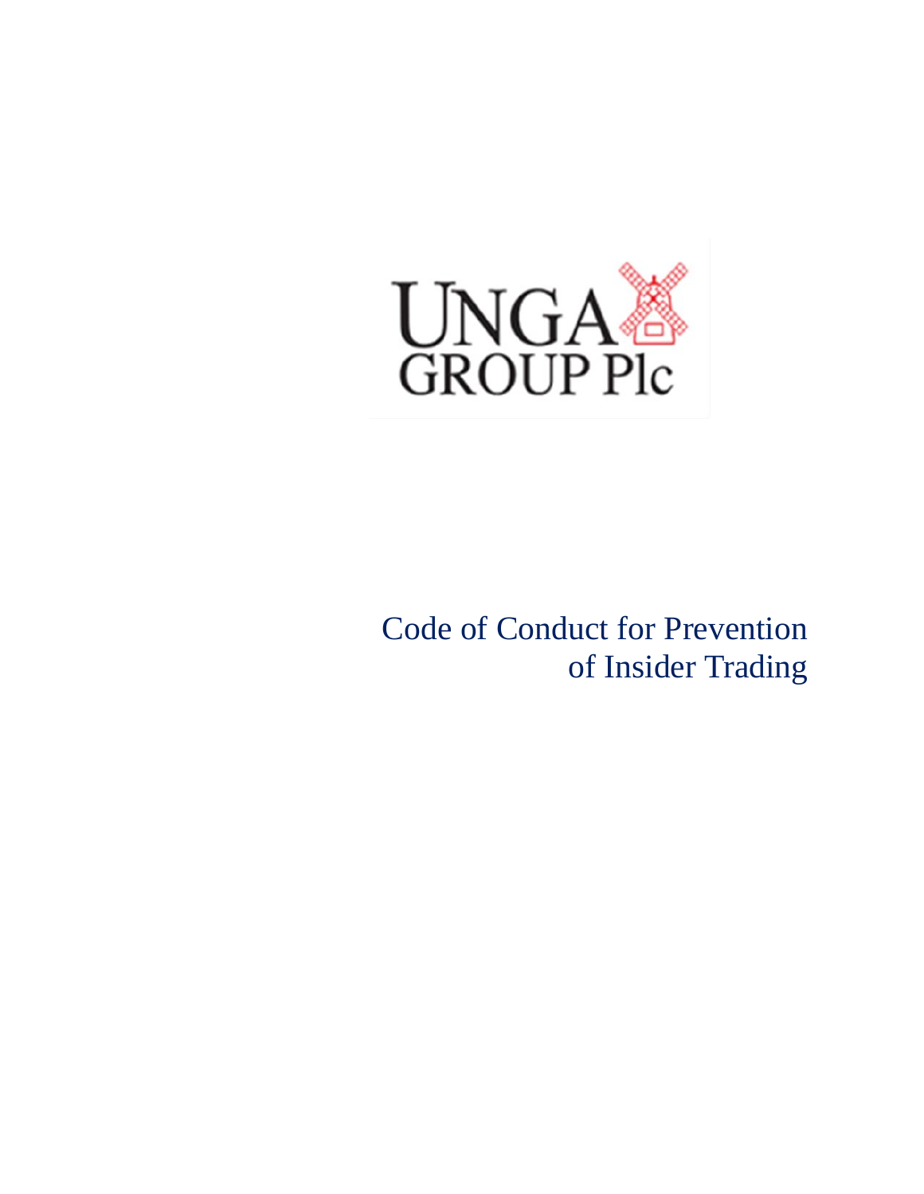UNGA GROUP Plc

# Code of Conduct for Prevention of Insider Trading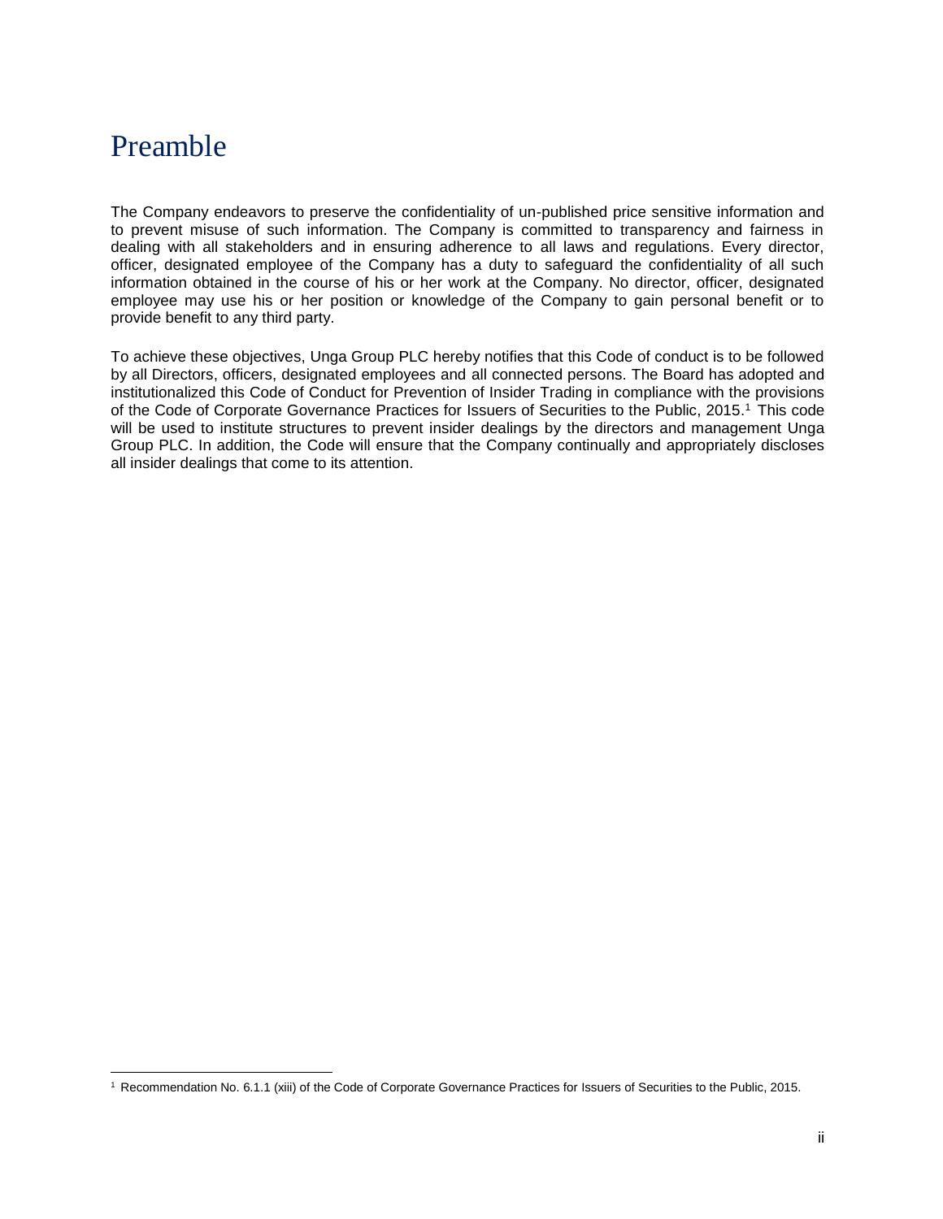# Preamble

The Company endeavors to preserve the confidentiality of un-published price sensitive information and to prevent misuse of such information. The Company is committed to transparency and fairness in dealing with all stakeholders and in ensuring adherence to all laws and regulations. Every director, officer, designated employee of the Company has a duty to safeguard the confidentiality of all such information obtained in the course of his or her work at the Company. No director, officer, designated employee may use his or her position or knowledge of the Company to gain personal benefit or to provide benefit to any third party.

To achieve these objectives, Unga Group PLC hereby notifies that this Code of conduct is to be followed by all Directors, officers, designated employees and all connected persons. The Board has adopted and institutionalized this Code of Conduct for Prevention of Insider Trading in compliance with the provisions of the Code of Corporate Governance Practices for Issuers of Securities to the Public, 2015.[1] This code will be used to institute structures to prevent insider dealings by the directors and management Unga Group PLC. In addition, the Code will ensure that the Company continually and appropriately discloses all insider dealings that come to its attention.

---

[1] Recommendation No. 6.1.1 (xiii) of the Code of Corporate Governance Practices for Issuers of Securities to the Public, 2015.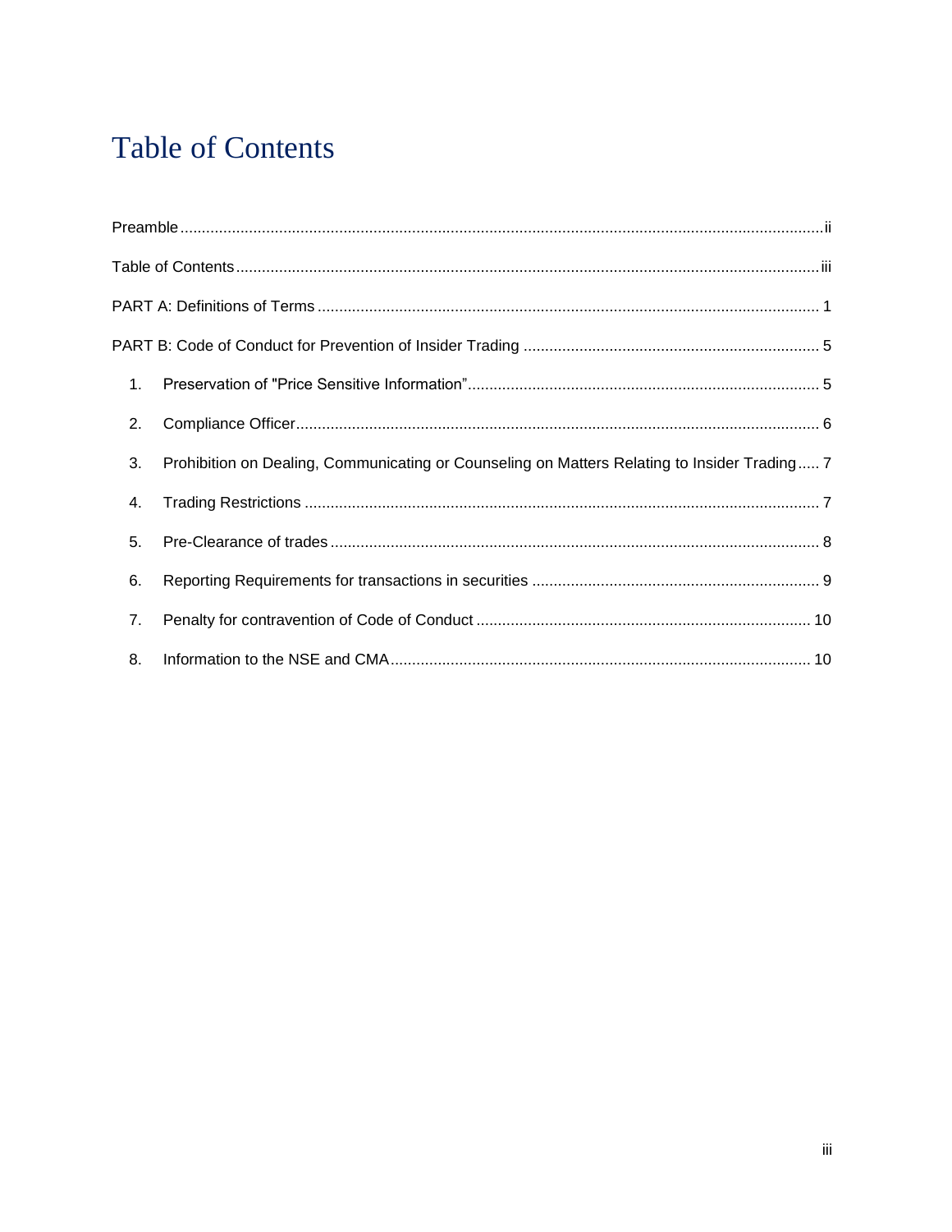# Table of Contents

Preamble ..... ii

Table of Contents ..... iii

PART A: Definitions of Terms ..... 1

PART B: Code of Conduct for Prevention of Insider Trading ..... 5

1. Preservation of "Price Sensitive Information” ..... 5
2. Compliance Officer ..... 6
3. Prohibition on Dealing, Communicating or Counseling on Matters Relating to Insider Trading ..... 7
4. Trading Restrictions ..... 7
5. Pre-Clearance of trades ..... 8
6. Reporting Requirements for transactions in securities ..... 9
7. Penalty for contravention of Code of Conduct ..... 10
8. Information to the NSE and CMA ..... 10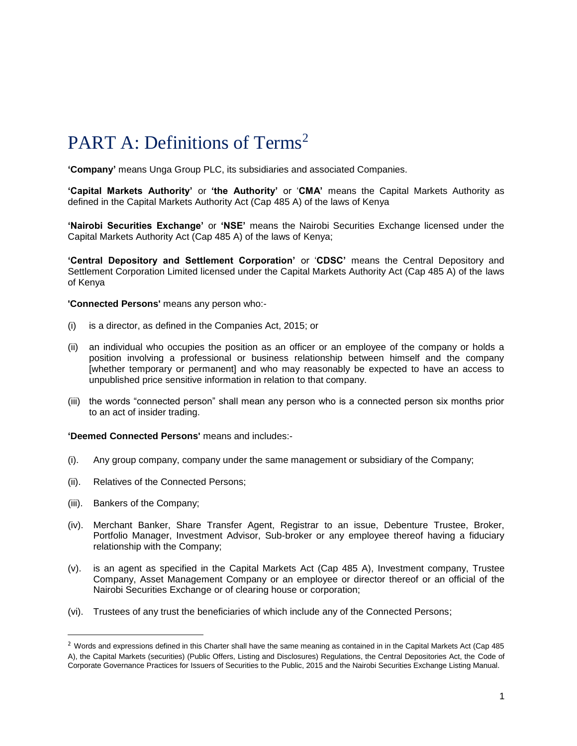# PART A: Definitions of Terms[2]

**'Company'** means Unga Group PLC, its subsidiaries and associated Companies.

**'Capital Markets Authority'** or **'the Authority'** or '**CMA'** means the Capital Markets Authority as defined in the Capital Markets Authority Act (Cap 485 A) of the laws of Kenya

**'Nairobi Securities Exchange'** or **'NSE'** means the Nairobi Securities Exchange licensed under the Capital Markets Authority Act (Cap 485 A) of the laws of Kenya;

**'Central Depository and Settlement Corporation'** or '**CDSC'** means the Central Depository and Settlement Corporation Limited licensed under the Capital Markets Authority Act (Cap 485 A) of the laws of Kenya

**'Connected Persons'** means any person who:-

(i) is a director, as defined in the Companies Act, 2015; or

(ii) an individual who occupies the position as an officer or an employee of the company or holds a position involving a professional or business relationship between himself and the company [whether temporary or permanent] and who may reasonably be expected to have an access to unpublished price sensitive information in relation to that company.

(iii) the words "connected person" shall mean any person who is a connected person six months prior to an act of insider trading.

**'Deemed Connected Persons'** means and includes:-

(i). Any group company, company under the same management or subsidiary of the Company;

(ii). Relatives of the Connected Persons;

(iii). Bankers of the Company;

(iv). Merchant Banker, Share Transfer Agent, Registrar to an issue, Debenture Trustee, Broker, Portfolio Manager, Investment Advisor, Sub-broker or any employee thereof having a fiduciary relationship with the Company;

(v). is an agent as specified in the Capital Markets Act (Cap 485 A), Investment company, Trustee Company, Asset Management Company or an employee or director thereof or an official of the Nairobi Securities Exchange or of clearing house or corporation;

(vi). Trustees of any trust the beneficiaries of which include any of the Connected Persons;

[2] Words and expressions defined in this Charter shall have the same meaning as contained in in the Capital Markets Act (Cap 485 A), the Capital Markets (securities) (Public Offers, Listing and Disclosures) Regulations, the Central Depositories Act, the Code of Corporate Governance Practices for Issuers of Securities to the Public, 2015 and the Nairobi Securities Exchange Listing Manual.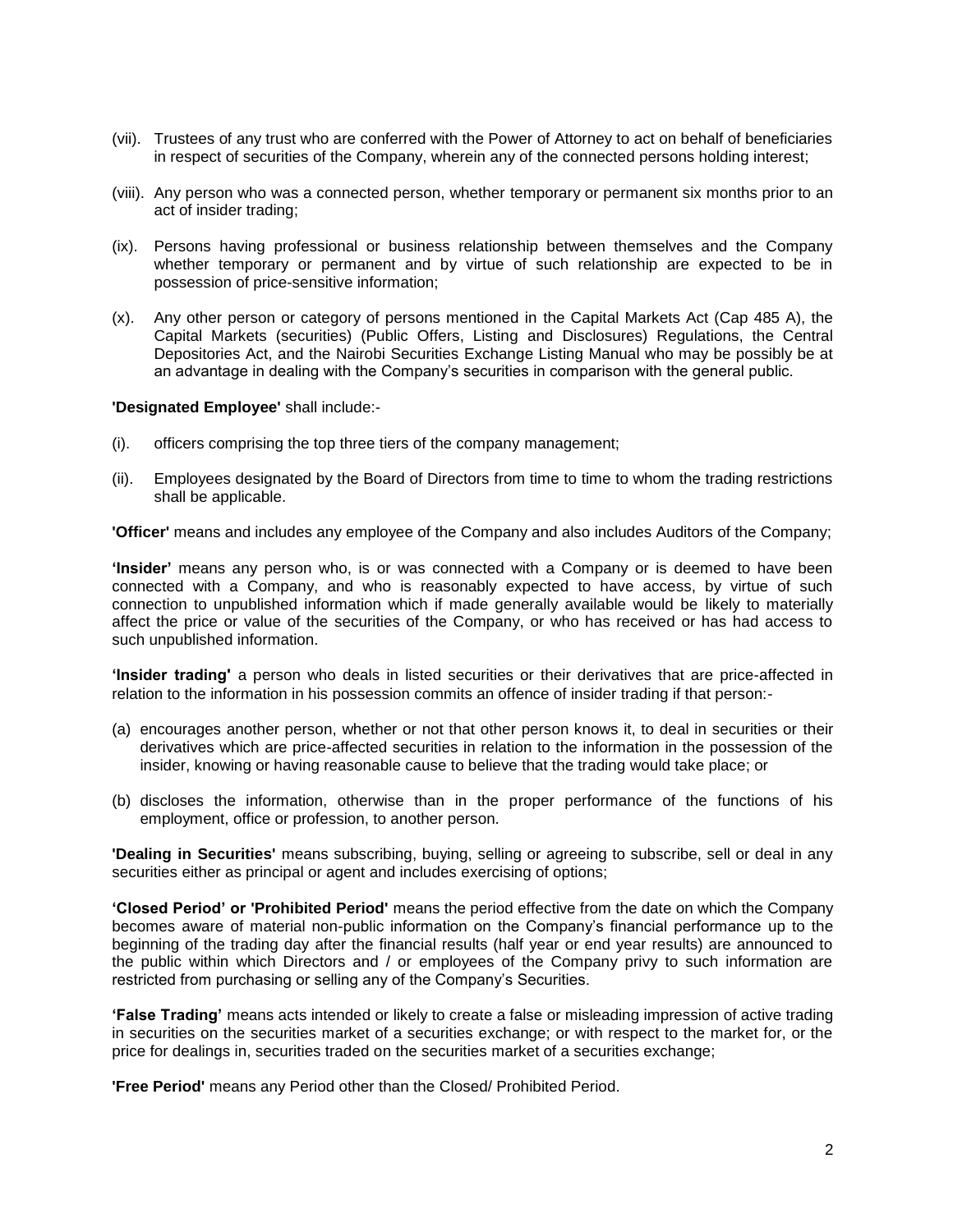(vii). Trustees of any trust who are conferred with the Power of Attorney to act on behalf of beneficiaries in respect of securities of the Company, wherein any of the connected persons holding interest;

(viii). Any person who was a connected person, whether temporary or permanent six months prior to an act of insider trading;

(ix). Persons having professional or business relationship between themselves and the Company whether temporary or permanent and by virtue of such relationship are expected to be in possession of price-sensitive information;

(x). Any other person or category of persons mentioned in the Capital Markets Act (Cap 485 A), the Capital Markets (securities) (Public Offers, Listing and Disclosures) Regulations, the Central Depositories Act, and the Nairobi Securities Exchange Listing Manual who may be possibly be at an advantage in dealing with the Company's securities in comparison with the general public.

**'Designated Employee'** shall include:-

(i). officers comprising the top three tiers of the company management;

(ii). Employees designated by the Board of Directors from time to time to whom the trading restrictions shall be applicable.

**'Officer'** means and includes any employee of the Company and also includes Auditors of the Company;

**'Insider'** means any person who, is or was connected with a Company or is deemed to have been connected with a Company, and who is reasonably expected to have access, by virtue of such connection to unpublished information which if made generally available would be likely to materially affect the price or value of the securities of the Company, or who has received or has had access to such unpublished information.

**'Insider trading'** a person who deals in listed securities or their derivatives that are price-affected in relation to the information in his possession commits an offence of insider trading if that person:-

(a) encourages another person, whether or not that other person knows it, to deal in securities or their derivatives which are price-affected securities in relation to the information in the possession of the insider, knowing or having reasonable cause to believe that the trading would take place; or

(b) discloses the information, otherwise than in the proper performance of the functions of his employment, office or profession, to another person.

**'Dealing in Securities'** means subscribing, buying, selling or agreeing to subscribe, sell or deal in any securities either as principal or agent and includes exercising of options;

**'Closed Period' or 'Prohibited Period'** means the period effective from the date on which the Company becomes aware of material non-public information on the Company's financial performance up to the beginning of the trading day after the financial results (half year or end year results) are announced to the public within which Directors and / or employees of the Company privy to such information are restricted from purchasing or selling any of the Company's Securities.

**'False Trading'** means acts intended or likely to create a false or misleading impression of active trading in securities on the securities market of a securities exchange; or with respect to the market for, or the price for dealings in, securities traded on the securities market of a securities exchange;

**'Free Period'** means any Period other than the Closed/ Prohibited Period.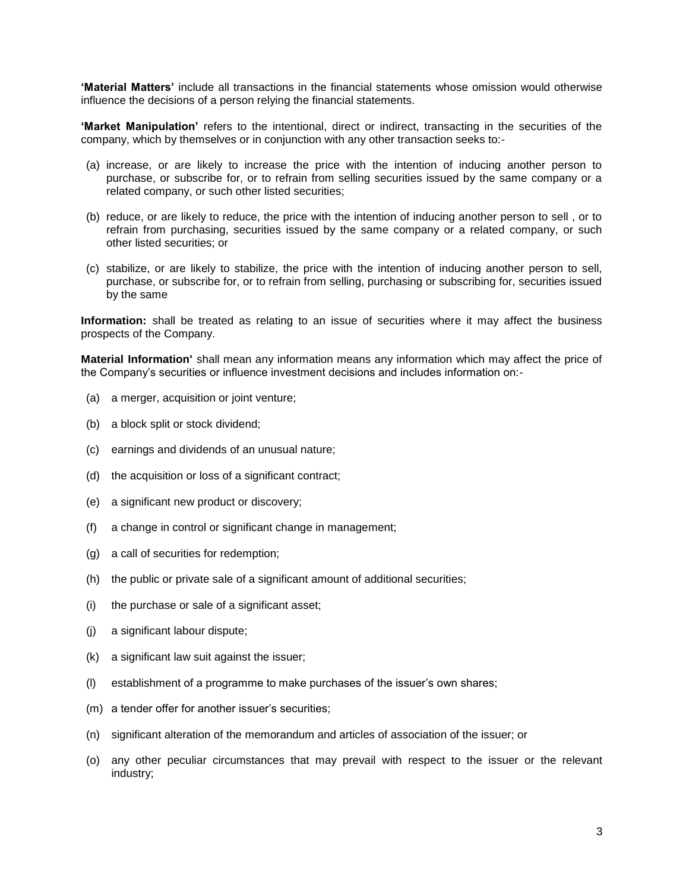**'Material Matters'** include all transactions in the financial statements whose omission would otherwise influence the decisions of a person relying the financial statements.

**'Market Manipulation'** refers to the intentional, direct or indirect, transacting in the securities of the company, which by themselves or in conjunction with any other transaction seeks to:-

(a) increase, or are likely to increase the price with the intention of inducing another person to purchase, or subscribe for, or to refrain from selling securities issued by the same company or a related company, or such other listed securities;

(b) reduce, or are likely to reduce, the price with the intention of inducing another person to sell , or to refrain from purchasing, securities issued by the same company or a related company, or such other listed securities; or

(c) stabilize, or are likely to stabilize, the price with the intention of inducing another person to sell, purchase, or subscribe for, or to refrain from selling, purchasing or subscribing for, securities issued by the same

**Information:** shall be treated as relating to an issue of securities where it may affect the business prospects of the Company.

**Material Information'** shall mean any information means any information which may affect the price of the Company's securities or influence investment decisions and includes information on:-

(a) a merger, acquisition or joint venture;

(b) a block split or stock dividend;

(c) earnings and dividends of an unusual nature;

(d) the acquisition or loss of a significant contract;

(e) a significant new product or discovery;

(f) a change in control or significant change in management;

(g) a call of securities for redemption;

(h) the public or private sale of a significant amount of additional securities;

(i) the purchase or sale of a significant asset;

(j) a significant labour dispute;

(k) a significant law suit against the issuer;

(l) establishment of a programme to make purchases of the issuer's own shares;

(m) a tender offer for another issuer's securities;

(n) significant alteration of the memorandum and articles of association of the issuer; or

(o) any other peculiar circumstances that may prevail with respect to the issuer or the relevant industry;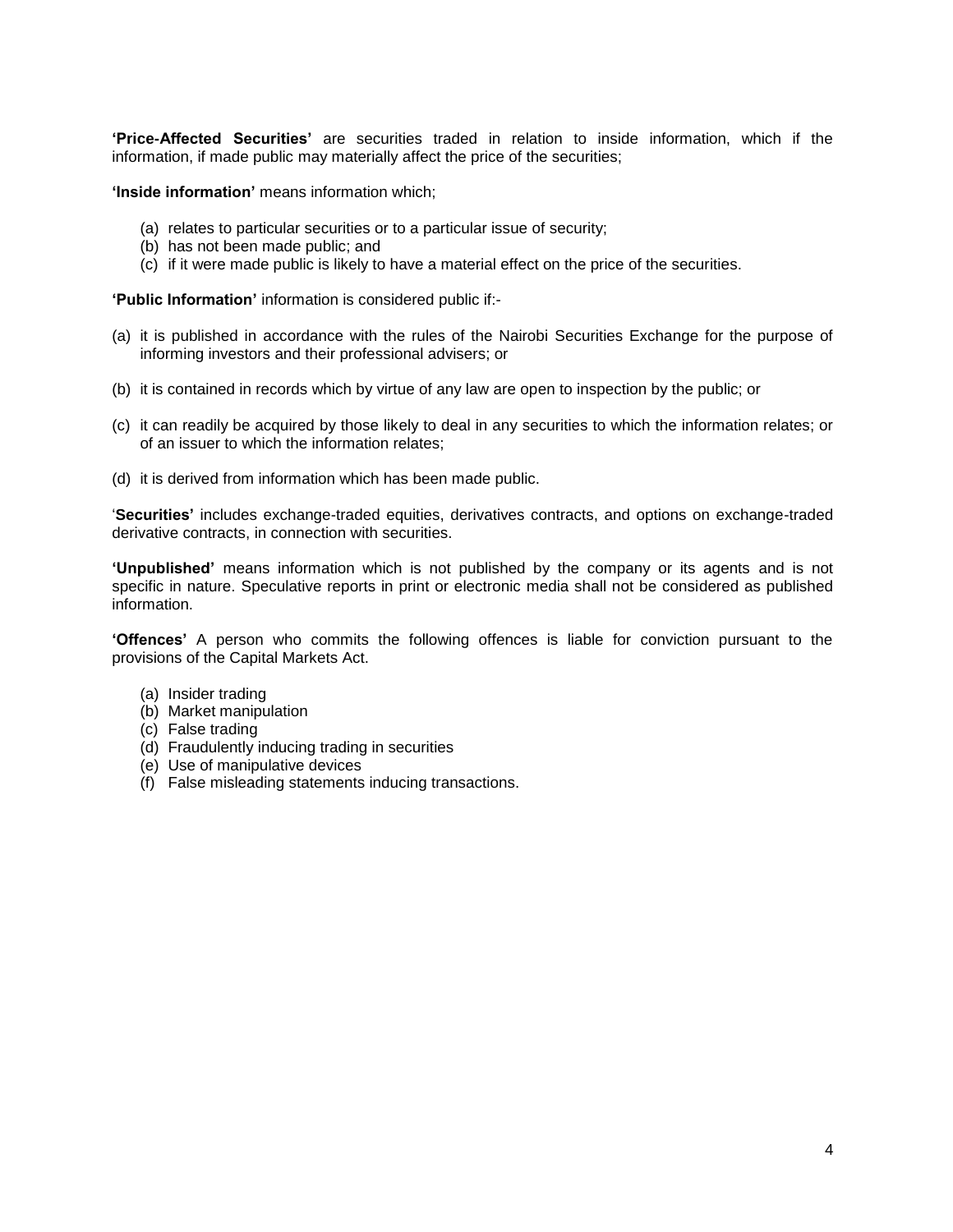**'Price-Affected Securities'** are securities traded in relation to inside information, which if the information, if made public may materially affect the price of the securities;

**'Inside information'** means information which;

(a) relates to particular securities or to a particular issue of security;
(b) has not been made public; and
(c) if it were made public is likely to have a material effect on the price of the securities.

**'Public Information'** information is considered public if:-

(a) it is published in accordance with the rules of the Nairobi Securities Exchange for the purpose of informing investors and their professional advisers; or

(b) it is contained in records which by virtue of any law are open to inspection by the public; or

(c) it can readily be acquired by those likely to deal in any securities to which the information relates; or of an issuer to which the information relates;

(d) it is derived from information which has been made public.

'**Securities'** includes exchange-traded equities, derivatives contracts, and options on exchange-traded derivative contracts, in connection with securities.

**'Unpublished'** means information which is not published by the company or its agents and is not specific in nature. Speculative reports in print or electronic media shall not be considered as published information.

**'Offences'** A person who commits the following offences is liable for conviction pursuant to the provisions of the Capital Markets Act.

(a) Insider trading
(b) Market manipulation
(c) False trading
(d) Fraudulently inducing trading in securities
(e) Use of manipulative devices
(f) False misleading statements inducing transactions.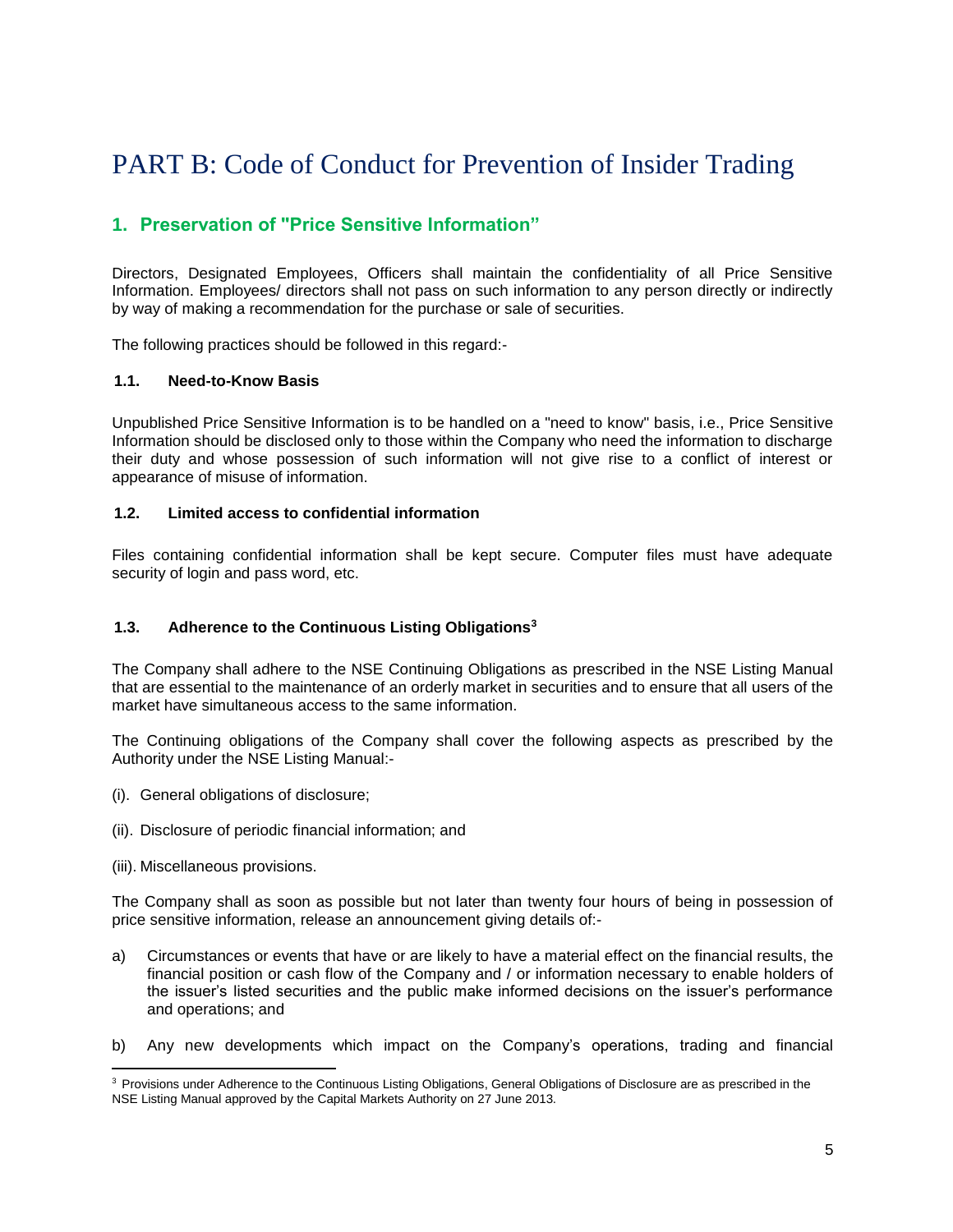# PART B: Code of Conduct for Prevention of Insider Trading

## 1. Preservation of "Price Sensitive Information"

Directors, Designated Employees, Officers shall maintain the confidentiality of all Price Sensitive Information. Employees/ directors shall not pass on such information to any person directly or indirectly by way of making a recommendation for the purchase or sale of securities.

The following practices should be followed in this regard:-

### 1.1. Need-to-Know Basis

Unpublished Price Sensitive Information is to be handled on a "need to know" basis, i.e., Price Sensitive Information should be disclosed only to those within the Company who need the information to discharge their duty and whose possession of such information will not give rise to a conflict of interest or appearance of misuse of information.

### 1.2. Limited access to confidential information

Files containing confidential information shall be kept secure. Computer files must have adequate security of login and pass word, etc.

### 1.3. Adherence to the Continuous Listing Obligations[3]

The Company shall adhere to the NSE Continuing Obligations as prescribed in the NSE Listing Manual that are essential to the maintenance of an orderly market in securities and to ensure that all users of the market have simultaneous access to the same information.

The Continuing obligations of the Company shall cover the following aspects as prescribed by the Authority under the NSE Listing Manual:-

(i). General obligations of disclosure;

(ii). Disclosure of periodic financial information; and

(iii). Miscellaneous provisions.

The Company shall as soon as possible but not later than twenty four hours of being in possession of price sensitive information, release an announcement giving details of:-

a) Circumstances or events that have or are likely to have a material effect on the financial results, the financial position or cash flow of the Company and / or information necessary to enable holders of the issuer's listed securities and the public make informed decisions on the issuer's performance and operations; and

b) Any new developments which impact on the Company's operations, trading and financial

[3] Provisions under Adherence to the Continuous Listing Obligations, General Obligations of Disclosure are as prescribed in the NSE Listing Manual approved by the Capital Markets Authority on 27 June 2013.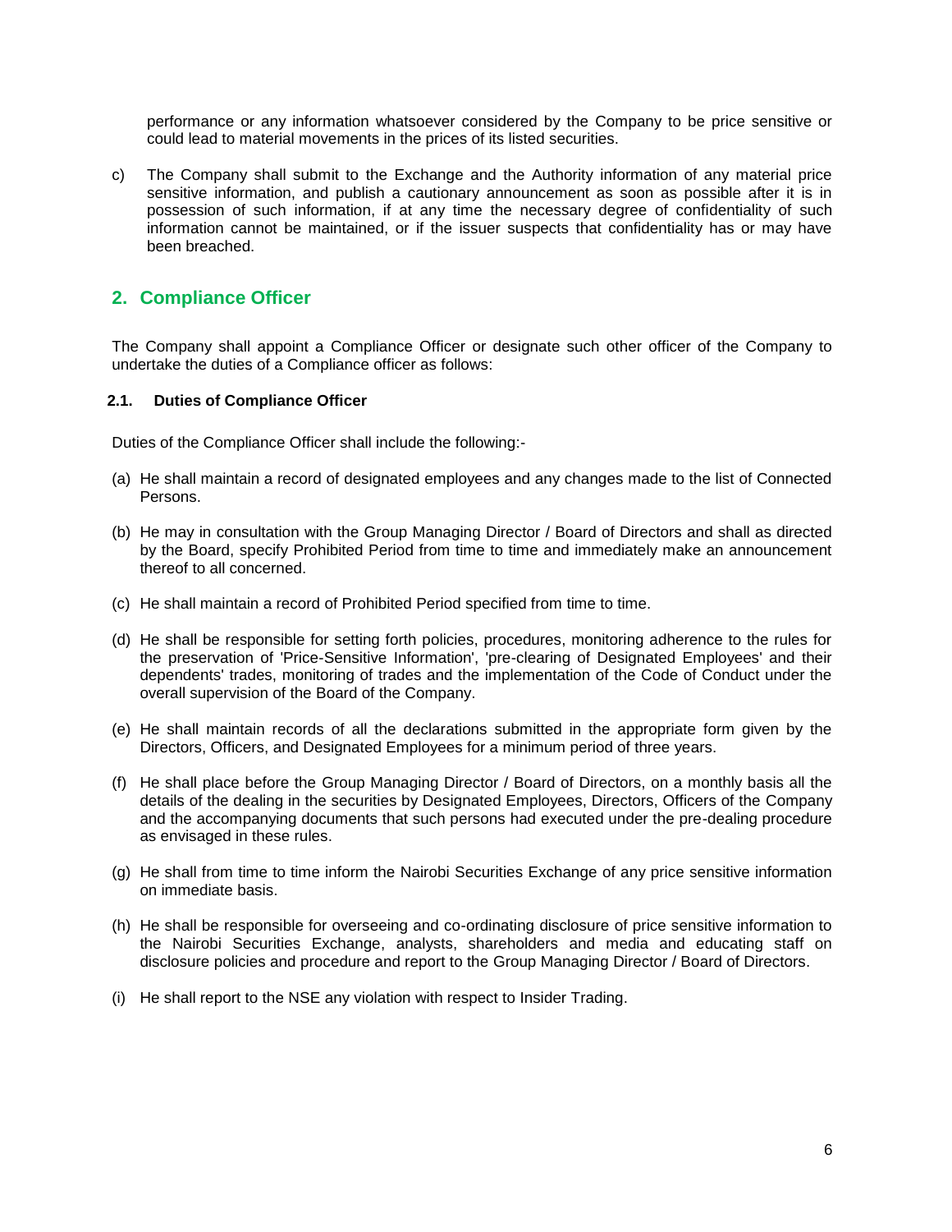performance or any information whatsoever considered by the Company to be price sensitive or could lead to material movements in the prices of its listed securities.

c) The Company shall submit to the Exchange and the Authority information of any material price sensitive information, and publish a cautionary announcement as soon as possible after it is in possession of such information, if at any time the necessary degree of confidentiality of such information cannot be maintained, or if the issuer suspects that confidentiality has or may have been breached.

## 2. Compliance Officer

The Company shall appoint a Compliance Officer or designate such other officer of the Company to undertake the duties of a Compliance officer as follows:

### 2.1. Duties of Compliance Officer

Duties of the Compliance Officer shall include the following:-

(a) He shall maintain a record of designated employees and any changes made to the list of Connected Persons.

(b) He may in consultation with the Group Managing Director / Board of Directors and shall as directed by the Board, specify Prohibited Period from time to time and immediately make an announcement thereof to all concerned.

(c) He shall maintain a record of Prohibited Period specified from time to time.

(d) He shall be responsible for setting forth policies, procedures, monitoring adherence to the rules for the preservation of 'Price-Sensitive Information', 'pre-clearing of Designated Employees' and their dependents' trades, monitoring of trades and the implementation of the Code of Conduct under the overall supervision of the Board of the Company.

(e) He shall maintain records of all the declarations submitted in the appropriate form given by the Directors, Officers, and Designated Employees for a minimum period of three years.

(f) He shall place before the Group Managing Director / Board of Directors, on a monthly basis all the details of the dealing in the securities by Designated Employees, Directors, Officers of the Company and the accompanying documents that such persons had executed under the pre-dealing procedure as envisaged in these rules.

(g) He shall from time to time inform the Nairobi Securities Exchange of any price sensitive information on immediate basis.

(h) He shall be responsible for overseeing and co-ordinating disclosure of price sensitive information to the Nairobi Securities Exchange, analysts, shareholders and media and educating staff on disclosure policies and procedure and report to the Group Managing Director / Board of Directors.

(i) He shall report to the NSE any violation with respect to Insider Trading.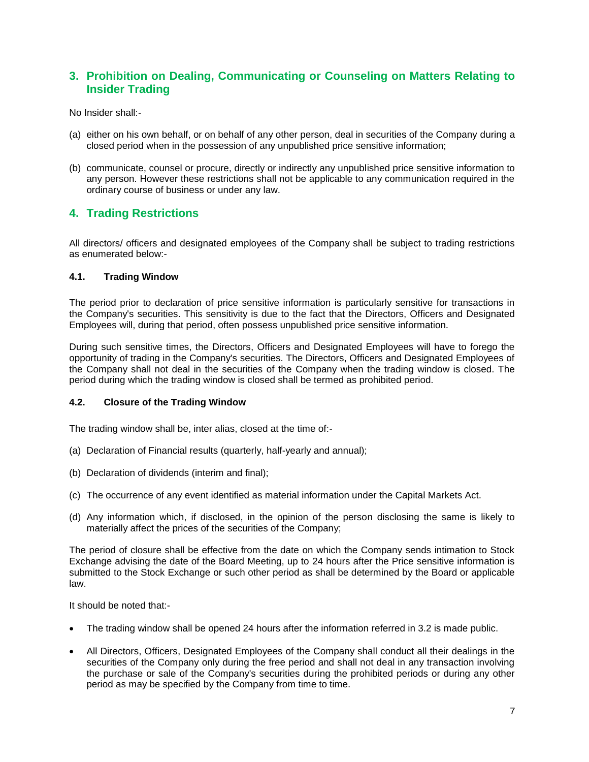## 3. Prohibition on Dealing, Communicating or Counseling on Matters Relating to Insider Trading

No Insider shall:-

(a) either on his own behalf, or on behalf of any other person, deal in securities of the Company during a closed period when in the possession of any unpublished price sensitive information;

(b) communicate, counsel or procure, directly or indirectly any unpublished price sensitive information to any person. However these restrictions shall not be applicable to any communication required in the ordinary course of business or under any law.

## 4. Trading Restrictions

All directors/ officers and designated employees of the Company shall be subject to trading restrictions as enumerated below:-

### 4.1. Trading Window

The period prior to declaration of price sensitive information is particularly sensitive for transactions in the Company's securities. This sensitivity is due to the fact that the Directors, Officers and Designated Employees will, during that period, often possess unpublished price sensitive information.

During such sensitive times, the Directors, Officers and Designated Employees will have to forego the opportunity of trading in the Company's securities. The Directors, Officers and Designated Employees of the Company shall not deal in the securities of the Company when the trading window is closed. The period during which the trading window is closed shall be termed as prohibited period.

### 4.2. Closure of the Trading Window

The trading window shall be, inter alias, closed at the time of:-

(a) Declaration of Financial results (quarterly, half-yearly and annual);

(b) Declaration of dividends (interim and final);

(c) The occurrence of any event identified as material information under the Capital Markets Act.

(d) Any information which, if disclosed, in the opinion of the person disclosing the same is likely to materially affect the prices of the securities of the Company;

The period of closure shall be effective from the date on which the Company sends intimation to Stock Exchange advising the date of the Board Meeting, up to 24 hours after the Price sensitive information is submitted to the Stock Exchange or such other period as shall be determined by the Board or applicable law.

It should be noted that:-

- The trading window shall be opened 24 hours after the information referred in 3.2 is made public.
- All Directors, Officers, Designated Employees of the Company shall conduct all their dealings in the securities of the Company only during the free period and shall not deal in any transaction involving the purchase or sale of the Company's securities during the prohibited periods or during any other period as may be specified by the Company from time to time.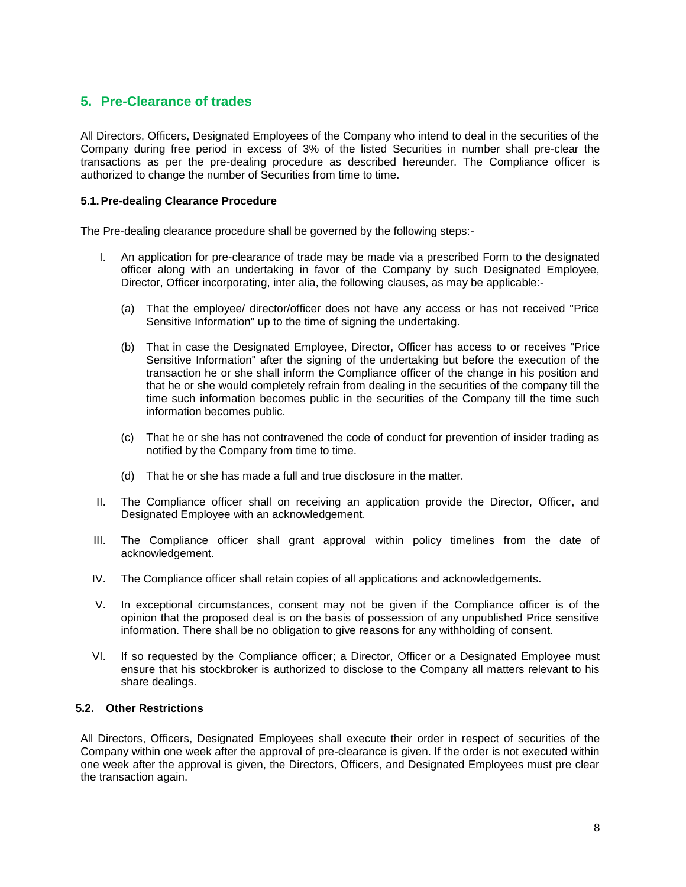## 5. Pre-Clearance of trades

All Directors, Officers, Designated Employees of the Company who intend to deal in the securities of the Company during free period in excess of 3% of the listed Securities in number shall pre-clear the transactions as per the pre-dealing procedure as described hereunder. The Compliance officer is authorized to change the number of Securities from time to time.

### 5.1. Pre-dealing Clearance Procedure

The Pre-dealing clearance procedure shall be governed by the following steps:-

I. An application for pre-clearance of trade may be made via a prescribed Form to the designated officer along with an undertaking in favor of the Company by such Designated Employee, Director, Officer incorporating, inter alia, the following clauses, as may be applicable:-

   (a) That the employee/ director/officer does not have any access or has not received "Price Sensitive Information" up to the time of signing the undertaking.

   (b) That in case the Designated Employee, Director, Officer has access to or receives "Price Sensitive Information" after the signing of the undertaking but before the execution of the transaction he or she shall inform the Compliance officer of the change in his position and that he or she would completely refrain from dealing in the securities of the company till the time such information becomes public in the securities of the Company till the time such information becomes public.

   (c) That he or she has not contravened the code of conduct for prevention of insider trading as notified by the Company from time to time.

   (d) That he or she has made a full and true disclosure in the matter.

II. The Compliance officer shall on receiving an application provide the Director, Officer, and Designated Employee with an acknowledgement.

III. The Compliance officer shall grant approval within policy timelines from the date of acknowledgement.

IV. The Compliance officer shall retain copies of all applications and acknowledgements.

V. In exceptional circumstances, consent may not be given if the Compliance officer is of the opinion that the proposed deal is on the basis of possession of any unpublished Price sensitive information. There shall be no obligation to give reasons for any withholding of consent.

VI. If so requested by the Compliance officer; a Director, Officer or a Designated Employee must ensure that his stockbroker is authorized to disclose to the Company all matters relevant to his share dealings.

### 5.2. Other Restrictions

All Directors, Officers, Designated Employees shall execute their order in respect of securities of the Company within one week after the approval of pre-clearance is given. If the order is not executed within one week after the approval is given, the Directors, Officers, and Designated Employees must pre clear the transaction again.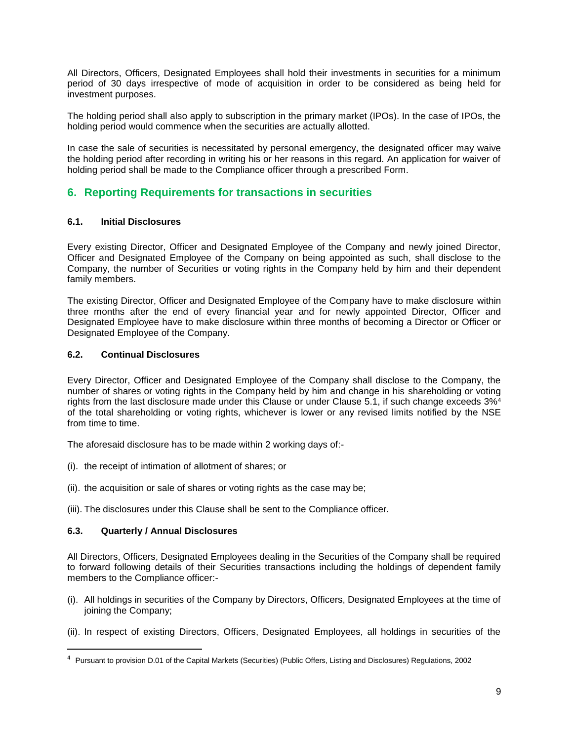All Directors, Officers, Designated Employees shall hold their investments in securities for a minimum period of 30 days irrespective of mode of acquisition in order to be considered as being held for investment purposes.

The holding period shall also apply to subscription in the primary market (IPOs). In the case of IPOs, the holding period would commence when the securities are actually allotted.

In case the sale of securities is necessitated by personal emergency, the designated officer may waive the holding period after recording in writing his or her reasons in this regard. An application for waiver of holding period shall be made to the Compliance officer through a prescribed Form.

## 6. Reporting Requirements for transactions in securities

### 6.1. Initial Disclosures

Every existing Director, Officer and Designated Employee of the Company and newly joined Director, Officer and Designated Employee of the Company on being appointed as such, shall disclose to the Company, the number of Securities or voting rights in the Company held by him and their dependent family members.

The existing Director, Officer and Designated Employee of the Company have to make disclosure within three months after the end of every financial year and for newly appointed Director, Officer and Designated Employee have to make disclosure within three months of becoming a Director or Officer or Designated Employee of the Company.

### 6.2. Continual Disclosures

Every Director, Officer and Designated Employee of the Company shall disclose to the Company, the number of shares or voting rights in the Company held by him and change in his shareholding or voting rights from the last disclosure made under this Clause or under Clause 5.1, if such change exceeds 3%[4] of the total shareholding or voting rights, whichever is lower or any revised limits notified by the NSE from time to time.

The aforesaid disclosure has to be made within 2 working days of:-

(i). the receipt of intimation of allotment of shares; or

(ii). the acquisition or sale of shares or voting rights as the case may be;

(iii). The disclosures under this Clause shall be sent to the Compliance officer.

### 6.3. Quarterly / Annual Disclosures

All Directors, Officers, Designated Employees dealing in the Securities of the Company shall be required to forward following details of their Securities transactions including the holdings of dependent family members to the Compliance officer:-

(i). All holdings in securities of the Company by Directors, Officers, Designated Employees at the time of joining the Company;

(ii). In respect of existing Directors, Officers, Designated Employees, all holdings in securities of the

[4] Pursuant to provision D.01 of the Capital Markets (Securities) (Public Offers, Listing and Disclosures) Regulations, 2002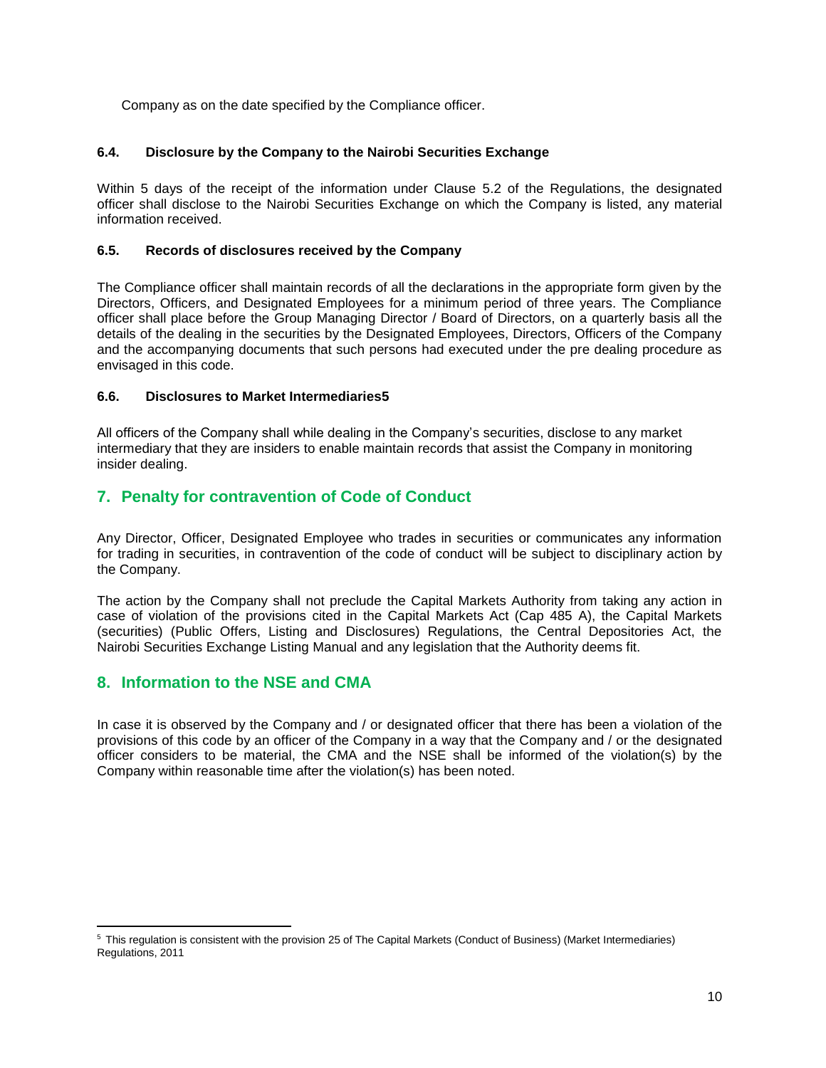Company as on the date specified by the Compliance officer.

### 6.4. Disclosure by the Company to the Nairobi Securities Exchange

Within 5 days of the receipt of the information under Clause 5.2 of the Regulations, the designated officer shall disclose to the Nairobi Securities Exchange on which the Company is listed, any material information received.

### 6.5. Records of disclosures received by the Company

The Compliance officer shall maintain records of all the declarations in the appropriate form given by the Directors, Officers, and Designated Employees for a minimum period of three years. The Compliance officer shall place before the Group Managing Director / Board of Directors, on a quarterly basis all the details of the dealing in the securities by the Designated Employees, Directors, Officers of the Company and the accompanying documents that such persons had executed under the pre dealing procedure as envisaged in this code.

### 6.6. Disclosures to Market Intermediaries[5]

All officers of the Company shall while dealing in the Company's securities, disclose to any market intermediary that they are insiders to enable maintain records that assist the Company in monitoring insider dealing.

## 7. Penalty for contravention of Code of Conduct

Any Director, Officer, Designated Employee who trades in securities or communicates any information for trading in securities, in contravention of the code of conduct will be subject to disciplinary action by the Company.

The action by the Company shall not preclude the Capital Markets Authority from taking any action in case of violation of the provisions cited in the Capital Markets Act (Cap 485 A), the Capital Markets (securities) (Public Offers, Listing and Disclosures) Regulations, the Central Depositories Act, the Nairobi Securities Exchange Listing Manual and any legislation that the Authority deems fit.

## 8. Information to the NSE and CMA

In case it is observed by the Company and / or designated officer that there has been a violation of the provisions of this code by an officer of the Company in a way that the Company and / or the designated officer considers to be material, the CMA and the NSE shall be informed of the violation(s) by the Company within reasonable time after the violation(s) has been noted.

---

[5] This regulation is consistent with the provision 25 of The Capital Markets (Conduct of Business) (Market Intermediaries) Regulations, 2011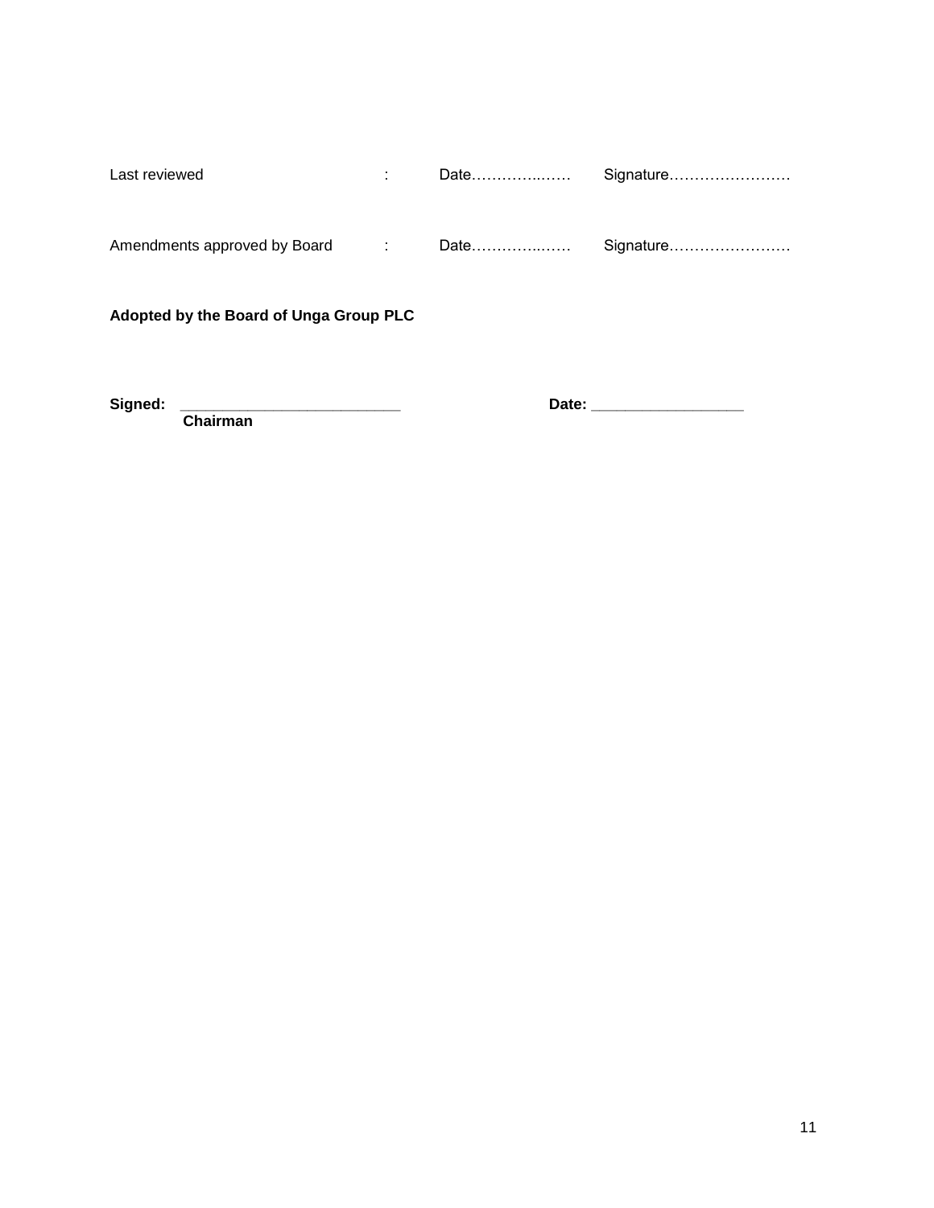Last reviewed : Date…………..…… Signature……………………

Amendments approved by Board : Date…………..…… Signature……………………

**Adopted by the Board of Unga Group PLC**

**Signed:** _________________________ **Date:** _________________

**Chairman**